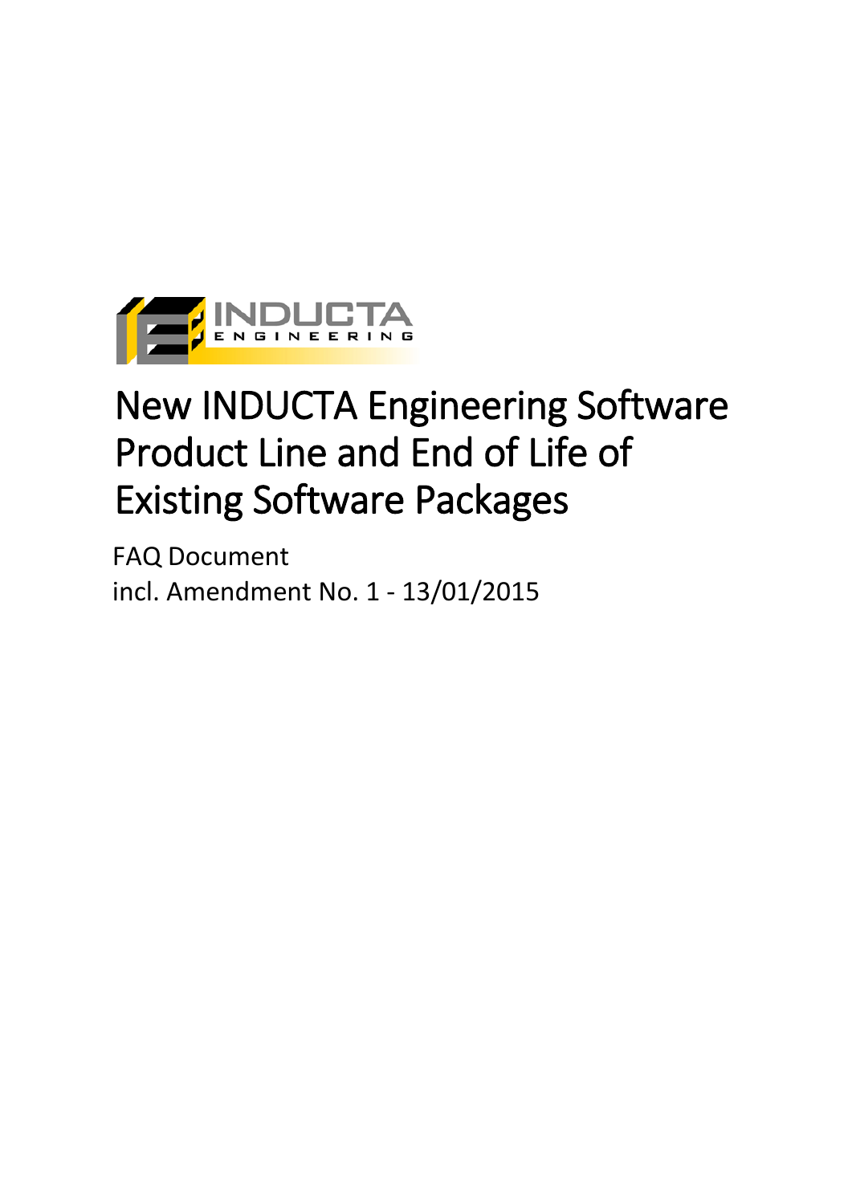INDUCTA ENGINEERING

# New INDUCTA Engineering Software Product Line and End of Life of Existing Software Packages

FAQ Document
incl. Amendment No. 1 - 13/01/2015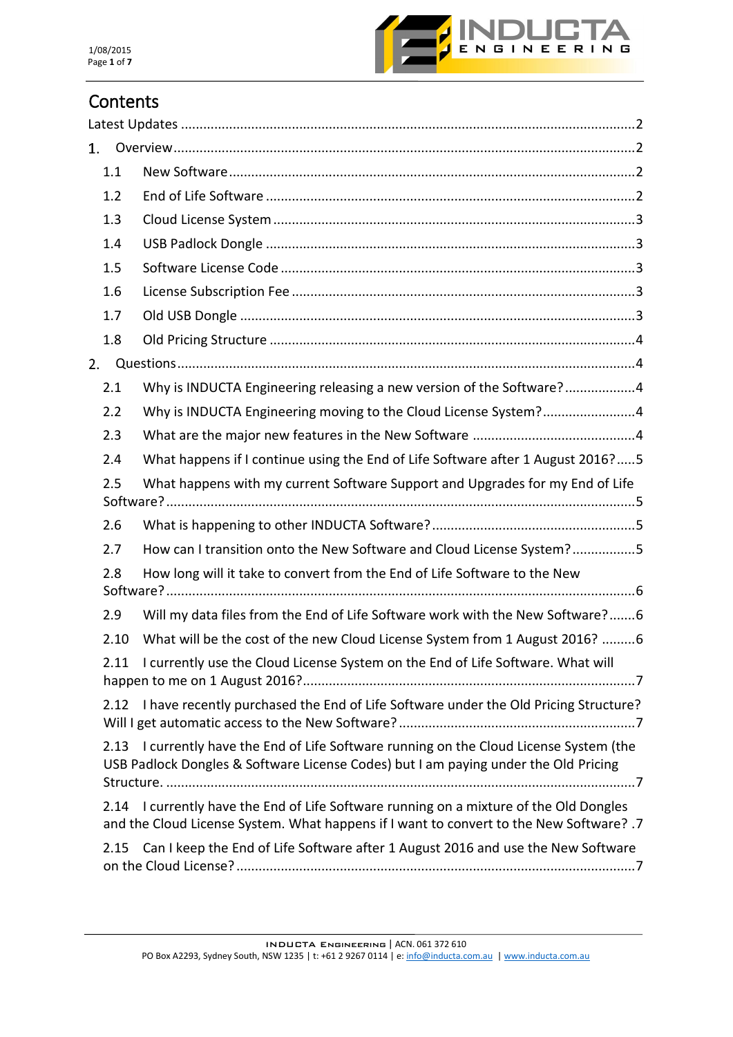# Contents

Latest Updates ........................................................................................................................2

1. Overview ...........................................................................................................................2

   1.1 New Software ..............................................................................................................2

   1.2 End of Life Software ...................................................................................................2

   1.3 Cloud License System .................................................................................................3

   1.4 USB Padlock Dongle ...................................................................................................3

   1.5 Software License Code ...............................................................................................3

   1.6 License Subscription Fee ............................................................................................3

   1.7 Old USB Dongle ..........................................................................................................3

   1.8 Old Pricing Structure ..................................................................................................4

2. Questions ..........................................................................................................................4

   2.1 Why is INDUCTA Engineering releasing a new version of the Software? ..................4

   2.2 Why is INDUCTA Engineering moving to the Cloud License System? .........................4

   2.3 What are the major new features in the New Software ............................................4

   2.4 What happens if I continue using the End of Life Software after 1 August 2016? .....5

   2.5 What happens with my current Software Support and Upgrades for my End of Life Software? .............................................................................................................5

   2.6 What is happening to other INDUCTA Software? .......................................................5

   2.7 How can I transition onto the New Software and Cloud License System? .................5

   2.8 How long will it take to convert from the End of Life Software to the New Software? .............................................................................................................6

   2.9 Will my data files from the End of Life Software work with the New Software? .......6

   2.10 What will be the cost of the new Cloud License System from 1 August 2016? .........6

   2.11 I currently use the Cloud License System on the End of Life Software. What will happen to me on 1 August 2016? .........................................................................7

   2.12 I have recently purchased the End of Life Software under the Old Pricing Structure? Will I get automatic access to the New Software? ................................................7

   2.13 I currently have the End of Life Software running on the Cloud License System (the USB Padlock Dongles & Software License Codes) but I am paying under the Old Pricing Structure. .............................................................................................................7

   2.14 I currently have the End of Life Software running on a mixture of the Old Dongles and the Cloud License System. What happens if I want to convert to the New Software? .7

   2.15 Can I keep the End of Life Software after 1 August 2016 and use the New Software on the Cloud License? ...........................................................................................7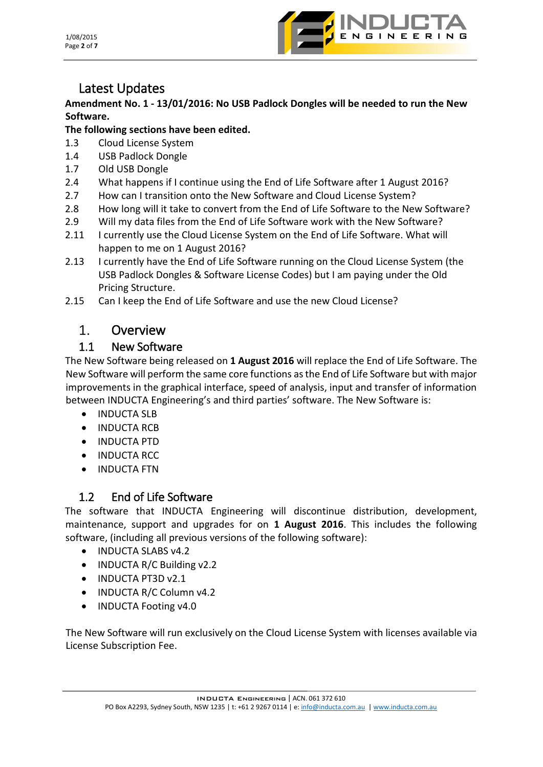## Latest Updates

**Amendment No. 1 - 13/01/2016: No USB Padlock Dongles will be needed to run the New Software.**

**The following sections have been edited.**

- 1.3 Cloud License System
- 1.4 USB Padlock Dongle
- 1.7 Old USB Dongle
- 2.4 What happens if I continue using the End of Life Software after 1 August 2016?
- 2.7 How can I transition onto the New Software and Cloud License System?
- 2.8 How long will it take to convert from the End of Life Software to the New Software?
- 2.9 Will my data files from the End of Life Software work with the New Software?
- 2.11 I currently use the Cloud License System on the End of Life Software. What will happen to me on 1 August 2016?
- 2.13 I currently have the End of Life Software running on the Cloud License System (the USB Padlock Dongles & Software License Codes) but I am paying under the Old Pricing Structure.
- 2.15 Can I keep the End of Life Software and use the new Cloud License?

# 1. Overview

## 1.1 New Software

The New Software being released on **1 August 2016** will replace the End of Life Software. The New Software will perform the same core functions as the End of Life Software but with major improvements in the graphical interface, speed of analysis, input and transfer of information between INDUCTA Engineering's and third parties' software. The New Software is:

- INDUCTA SLB
- INDUCTA RCB
- INDUCTA PTD
- INDUCTA RCC
- INDUCTA FTN

## 1.2 End of Life Software

The software that INDUCTA Engineering will discontinue distribution, development, maintenance, support and upgrades for on **1 August 2016**. This includes the following software, (including all previous versions of the following software):

- INDUCTA SLABS v4.2
- INDUCTA R/C Building v2.2
- INDUCTA PT3D v2.1
- INDUCTA R/C Column v4.2
- INDUCTA Footing v4.0

The New Software will run exclusively on the Cloud License System with licenses available via License Subscription Fee.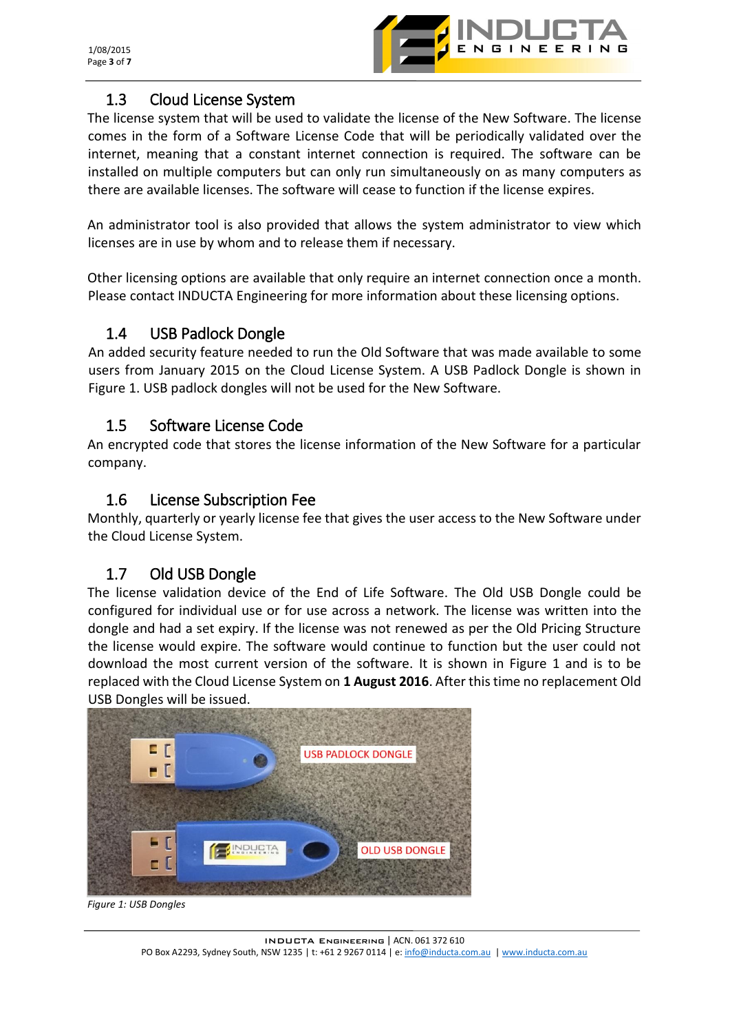## 1.3 Cloud License System

The license system that will be used to validate the license of the New Software. The license comes in the form of a Software License Code that will be periodically validated over the internet, meaning that a constant internet connection is required. The software can be installed on multiple computers but can only run simultaneously on as many computers as there are available licenses. The software will cease to function if the license expires.

An administrator tool is also provided that allows the system administrator to view which licenses are in use by whom and to release them if necessary.

Other licensing options are available that only require an internet connection once a month. Please contact INDUCTA Engineering for more information about these licensing options.

## 1.4 USB Padlock Dongle

An added security feature needed to run the Old Software that was made available to some users from January 2015 on the Cloud License System. A USB Padlock Dongle is shown in Figure 1. USB padlock dongles will not be used for the New Software.

## 1.5 Software License Code

An encrypted code that stores the license information of the New Software for a particular company.

## 1.6 License Subscription Fee

Monthly, quarterly or yearly license fee that gives the user access to the New Software under the Cloud License System.

## 1.7 Old USB Dongle

The license validation device of the End of Life Software. The Old USB Dongle could be configured for individual use or for use across a network. The license was written into the dongle and had a set expiry. If the license was not renewed as per the Old Pricing Structure the license would expire. The software would continue to function but the user could not download the most current version of the software. It is shown in Figure 1 and is to be replaced with the Cloud License System on **1 August 2016**. After this time no replacement Old USB Dongles will be issued.

USB PADLOCK DONGLE

OLD USB DONGLE

*Figure 1: USB Dongles*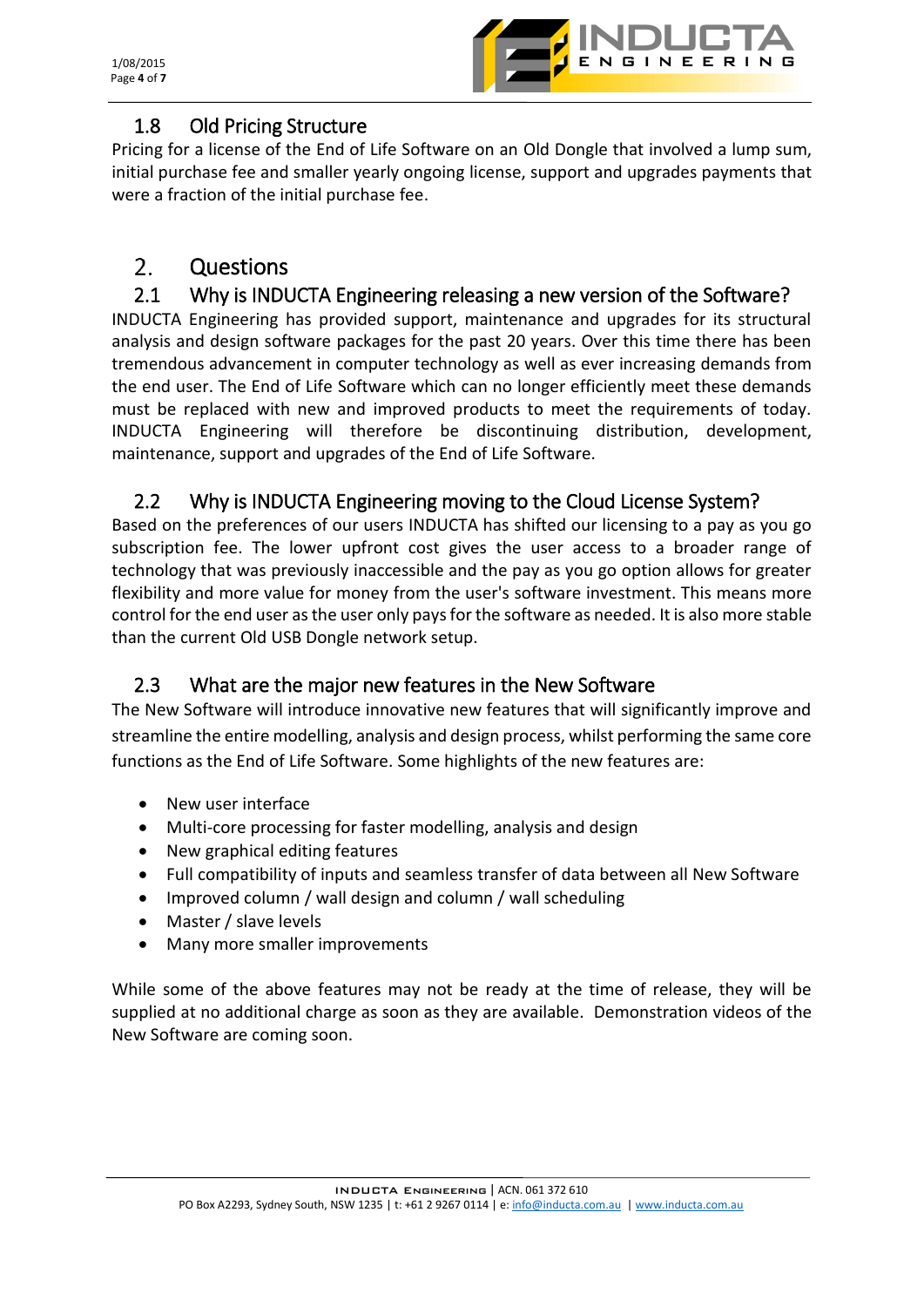## 1.8 Old Pricing Structure

Pricing for a license of the End of Life Software on an Old Dongle that involved a lump sum, initial purchase fee and smaller yearly ongoing license, support and upgrades payments that were a fraction of the initial purchase fee.

# 2. Questions

## 2.1 Why is INDUCTA Engineering releasing a new version of the Software?

INDUCTA Engineering has provided support, maintenance and upgrades for its structural analysis and design software packages for the past 20 years. Over this time there has been tremendous advancement in computer technology as well as ever increasing demands from the end user. The End of Life Software which can no longer efficiently meet these demands must be replaced with new and improved products to meet the requirements of today. INDUCTA Engineering will therefore be discontinuing distribution, development, maintenance, support and upgrades of the End of Life Software.

## 2.2 Why is INDUCTA Engineering moving to the Cloud License System?

Based on the preferences of our users INDUCTA has shifted our licensing to a pay as you go subscription fee. The lower upfront cost gives the user access to a broader range of technology that was previously inaccessible and the pay as you go option allows for greater flexibility and more value for money from the user's software investment. This means more control for the end user as the user only pays for the software as needed. It is also more stable than the current Old USB Dongle network setup.

## 2.3 What are the major new features in the New Software

The New Software will introduce innovative new features that will significantly improve and streamline the entire modelling, analysis and design process, whilst performing the same core functions as the End of Life Software. Some highlights of the new features are:

- New user interface
- Multi-core processing for faster modelling, analysis and design
- New graphical editing features
- Full compatibility of inputs and seamless transfer of data between all New Software
- Improved column / wall design and column / wall scheduling
- Master / slave levels
- Many more smaller improvements

While some of the above features may not be ready at the time of release, they will be supplied at no additional charge as soon as they are available. Demonstration videos of the New Software are coming soon.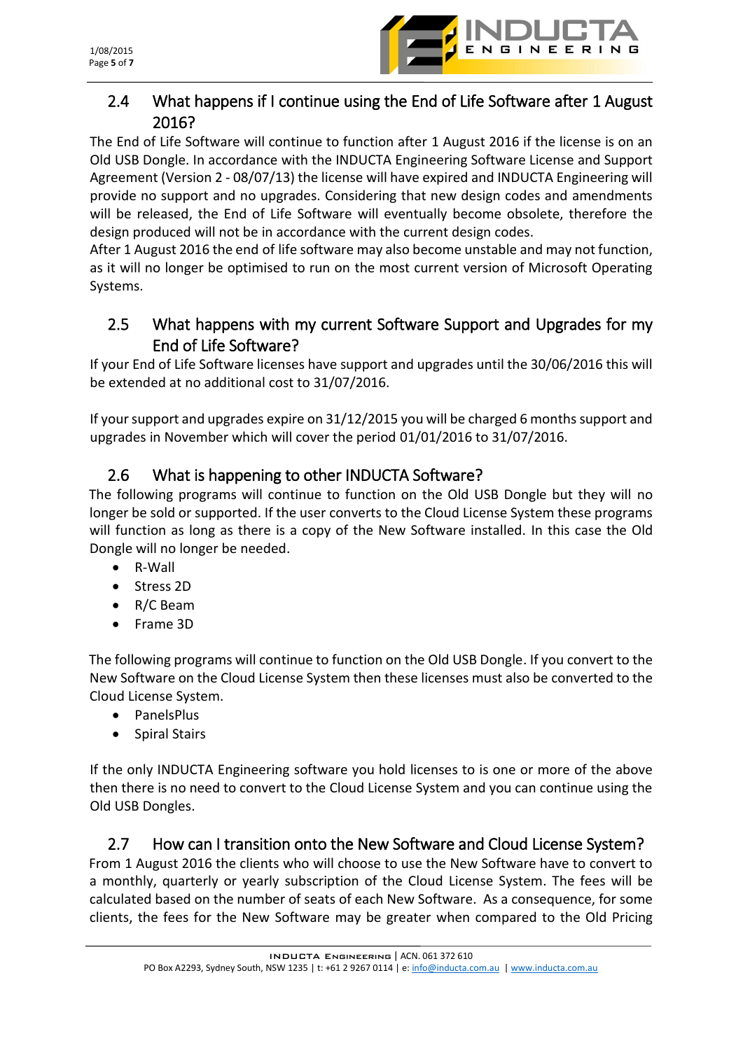## 2.4 What happens if I continue using the End of Life Software after 1 August 2016?

The End of Life Software will continue to function after 1 August 2016 if the license is on an Old USB Dongle. In accordance with the INDUCTA Engineering Software License and Support Agreement (Version 2 - 08/07/13) the license will have expired and INDUCTA Engineering will provide no support and no upgrades. Considering that new design codes and amendments will be released, the End of Life Software will eventually become obsolete, therefore the design produced will not be in accordance with the current design codes.

After 1 August 2016 the end of life software may also become unstable and may not function, as it will no longer be optimised to run on the most current version of Microsoft Operating Systems.

## 2.5 What happens with my current Software Support and Upgrades for my End of Life Software?

If your End of Life Software licenses have support and upgrades until the 30/06/2016 this will be extended at no additional cost to 31/07/2016.

If your support and upgrades expire on 31/12/2015 you will be charged 6 months support and upgrades in November which will cover the period 01/01/2016 to 31/07/2016.

## 2.6 What is happening to other INDUCTA Software?

The following programs will continue to function on the Old USB Dongle but they will no longer be sold or supported. If the user converts to the Cloud License System these programs will function as long as there is a copy of the New Software installed. In this case the Old Dongle will no longer be needed.

- R-Wall
- Stress 2D
- R/C Beam
- Frame 3D

The following programs will continue to function on the Old USB Dongle. If you convert to the New Software on the Cloud License System then these licenses must also be converted to the Cloud License System.

- PanelsPlus
- Spiral Stairs

If the only INDUCTA Engineering software you hold licenses to is one or more of the above then there is no need to convert to the Cloud License System and you can continue using the Old USB Dongles.

## 2.7 How can I transition onto the New Software and Cloud License System?

From 1 August 2016 the clients who will choose to use the New Software have to convert to a monthly, quarterly or yearly subscription of the Cloud License System. The fees will be calculated based on the number of seats of each New Software. As a consequence, for some clients, the fees for the New Software may be greater when compared to the Old Pricing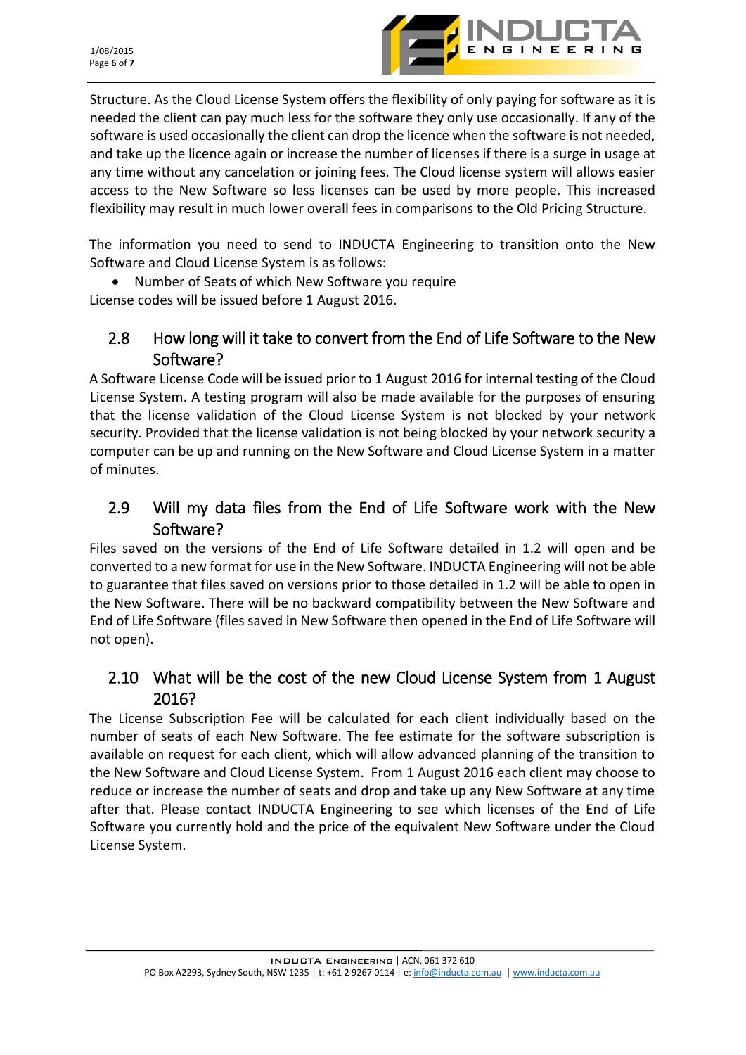Structure. As the Cloud License System offers the flexibility of only paying for software as it is needed the client can pay much less for the software they only use occasionally. If any of the software is used occasionally the client can drop the licence when the software is not needed, and take up the licence again or increase the number of licenses if there is a surge in usage at any time without any cancelation or joining fees. The Cloud license system will allows easier access to the New Software so less licenses can be used by more people. This increased flexibility may result in much lower overall fees in comparisons to the Old Pricing Structure.

The information you need to send to INDUCTA Engineering to transition onto the New Software and Cloud License System is as follows:

- Number of Seats of which New Software you require

License codes will be issued before 1 August 2016.

## 2.8 How long will it take to convert from the End of Life Software to the New Software?

A Software License Code will be issued prior to 1 August 2016 for internal testing of the Cloud License System. A testing program will also be made available for the purposes of ensuring that the license validation of the Cloud License System is not blocked by your network security. Provided that the license validation is not being blocked by your network security a computer can be up and running on the New Software and Cloud License System in a matter of minutes.

## 2.9 Will my data files from the End of Life Software work with the New Software?

Files saved on the versions of the End of Life Software detailed in 1.2 will open and be converted to a new format for use in the New Software. INDUCTA Engineering will not be able to guarantee that files saved on versions prior to those detailed in 1.2 will be able to open in the New Software. There will be no backward compatibility between the New Software and End of Life Software (files saved in New Software then opened in the End of Life Software will not open).

## 2.10 What will be the cost of the new Cloud License System from 1 August 2016?

The License Subscription Fee will be calculated for each client individually based on the number of seats of each New Software. The fee estimate for the software subscription is available on request for each client, which will allow advanced planning of the transition to the New Software and Cloud License System. From 1 August 2016 each client may choose to reduce or increase the number of seats and drop and take up any New Software at any time after that. Please contact INDUCTA Engineering to see which licenses of the End of Life Software you currently hold and the price of the equivalent New Software under the Cloud License System.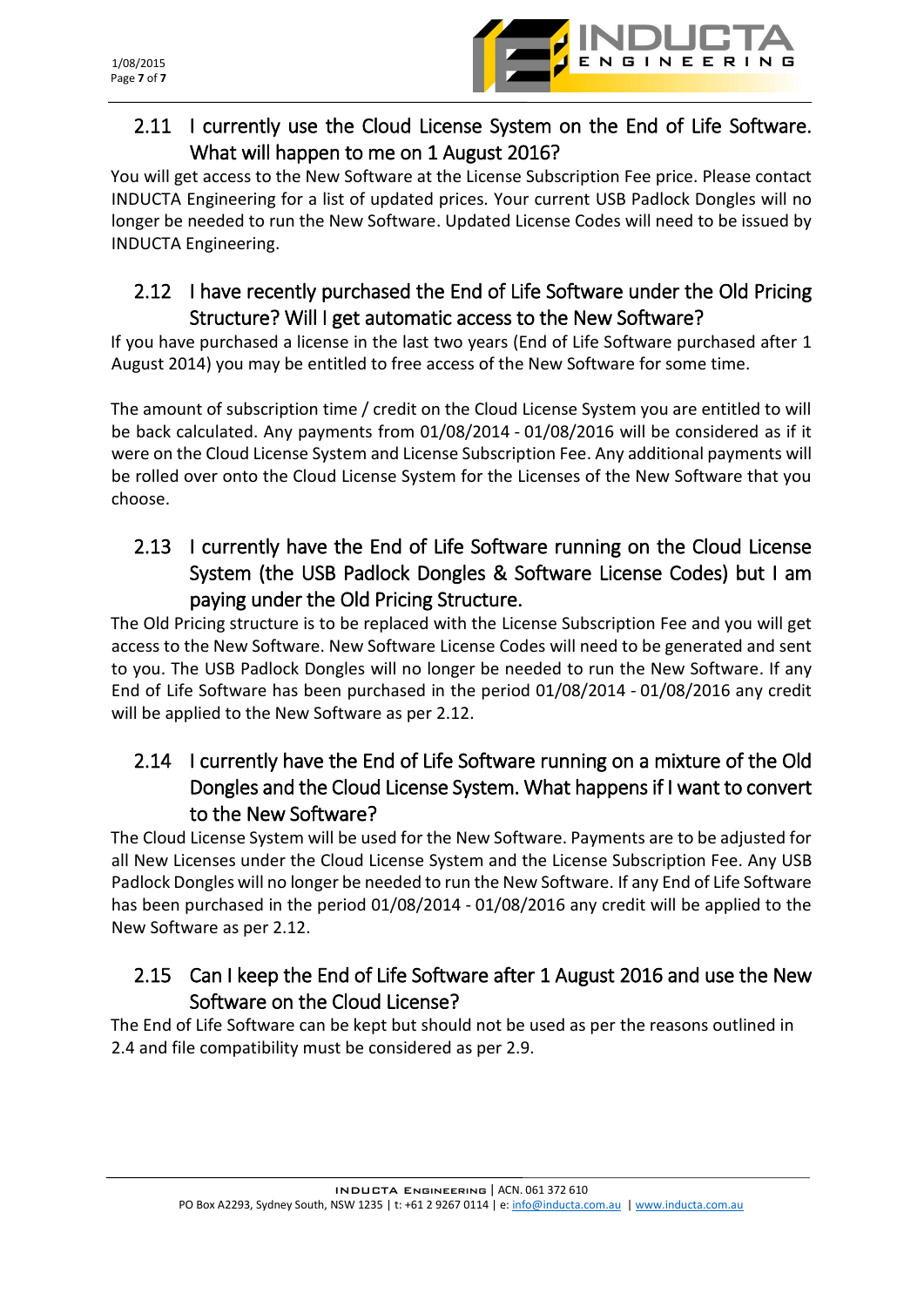## 2.11 I currently use the Cloud License System on the End of Life Software. What will happen to me on 1 August 2016?

You will get access to the New Software at the License Subscription Fee price. Please contact INDUCTA Engineering for a list of updated prices. Your current USB Padlock Dongles will no longer be needed to run the New Software. Updated License Codes will need to be issued by INDUCTA Engineering.

## 2.12 I have recently purchased the End of Life Software under the Old Pricing Structure? Will I get automatic access to the New Software?

If you have purchased a license in the last two years (End of Life Software purchased after 1 August 2014) you may be entitled to free access of the New Software for some time.

The amount of subscription time / credit on the Cloud License System you are entitled to will be back calculated. Any payments from 01/08/2014 - 01/08/2016 will be considered as if it were on the Cloud License System and License Subscription Fee. Any additional payments will be rolled over onto the Cloud License System for the Licenses of the New Software that you choose.

## 2.13 I currently have the End of Life Software running on the Cloud License System (the USB Padlock Dongles & Software License Codes) but I am paying under the Old Pricing Structure.

The Old Pricing structure is to be replaced with the License Subscription Fee and you will get access to the New Software. New Software License Codes will need to be generated and sent to you. The USB Padlock Dongles will no longer be needed to run the New Software. If any End of Life Software has been purchased in the period 01/08/2014 - 01/08/2016 any credit will be applied to the New Software as per 2.12.

## 2.14 I currently have the End of Life Software running on a mixture of the Old Dongles and the Cloud License System. What happens if I want to convert to the New Software?

The Cloud License System will be used for the New Software. Payments are to be adjusted for all New Licenses under the Cloud License System and the License Subscription Fee. Any USB Padlock Dongles will no longer be needed to run the New Software. If any End of Life Software has been purchased in the period 01/08/2014 - 01/08/2016 any credit will be applied to the New Software as per 2.12.

## 2.15 Can I keep the End of Life Software after 1 August 2016 and use the New Software on the Cloud License?

The End of Life Software can be kept but should not be used as per the reasons outlined in 2.4 and file compatibility must be considered as per 2.9.